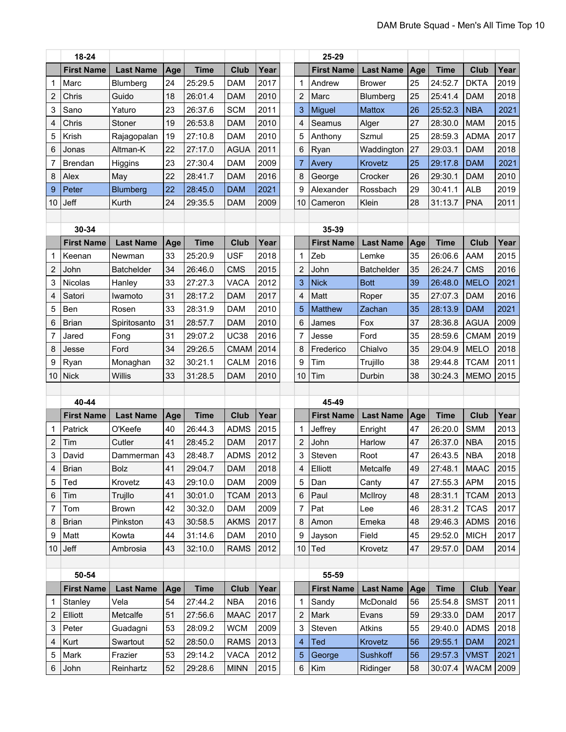# DAM Brute Squad - Men's All Time Top 10

### 18-24

| | First Name | Last Name | Age | Time | Club | Year |
|---|---|---|---|---|---|---|
| 1 | Marc | Blumberg | 24 | 25:29.5 | DAM | 2017 |
| 2 | Chris | Guido | 18 | 26:01.4 | DAM | 2010 |
| 3 | Sano | Yaturo | 23 | 26:37.6 | SCM | 2011 |
| 4 | Chris | Stoner | 19 | 26:53.8 | DAM | 2010 |
| 5 | Krish | Rajagopalan | 19 | 27:10.8 | DAM | 2010 |
| 6 | Jonas | Altman-K | 22 | 27:17.0 | AGUA | 2011 |
| 7 | Brendan | Higgins | 23 | 27:30.4 | DAM | 2009 |
| 8 | Alex | May | 22 | 28:41.7 | DAM | 2016 |
| 9 | Peter | Blumberg | 22 | 28:45.0 | DAM | 2021 |
| 10 | Jeff | Kurth | 24 | 29:35.5 | DAM | 2009 |

### 25-29

| | First Name | Last Name | Age | Time | Club | Year |
|---|---|---|---|---|---|---|
| 1 | Andrew | Brower | 25 | 24:52.7 | DKTA | 2019 |
| 2 | Marc | Blumberg | 25 | 25:41.4 | DAM | 2018 |
| 3 | Miguel | Mattox | 26 | 25:52.3 | NBA | 2021 |
| 4 | Seamus | Alger | 27 | 28:30.0 | MAM | 2015 |
| 5 | Anthony | Szmul | 25 | 28:59.3 | ADMA | 2017 |
| 6 | Ryan | Waddington | 27 | 29:03.1 | DAM | 2018 |
| 7 | Avery | Krovetz | 25 | 29:17.8 | DAM | 2021 |
| 8 | George | Crocker | 26 | 29:30.1 | DAM | 2010 |
| 9 | Alexander | Rossbach | 29 | 30:41.1 | ALB | 2019 |
| 10 | Cameron | Klein | 28 | 31:13.7 | PNA | 2011 |

### 30-34

| | First Name | Last Name | Age | Time | Club | Year |
|---|---|---|---|---|---|---|
| 1 | Keenan | Newman | 33 | 25:20.9 | USF | 2018 |
| 2 | John | Batchelder | 34 | 26:46.0 | CMS | 2015 |
| 3 | Nicolas | Hanley | 33 | 27:27.3 | VACA | 2012 |
| 4 | Satori | Iwamoto | 31 | 28:17.2 | DAM | 2017 |
| 5 | Ben | Rosen | 33 | 28:31.9 | DAM | 2010 |
| 6 | Brian | Spiritosanto | 31 | 28:57.7 | DAM | 2010 |
| 7 | Jared | Fong | 31 | 29:07.2 | UC38 | 2016 |
| 8 | Jesse | Ford | 34 | 29:26.5 | CMAM | 2014 |
| 9 | Ryan | Monaghan | 32 | 30:21.1 | CALM | 2016 |
| 10 | Nick | Willis | 33 | 31:28.5 | DAM | 2010 |

### 35-39

| | First Name | Last Name | Age | Time | Club | Year |
|---|---|---|---|---|---|---|
| 1 | Zeb | Lemke | 35 | 26:06.6 | AAM | 2015 |
| 2 | John | Batchelder | 35 | 26:24.7 | CMS | 2016 |
| 3 | Nick | Bott | 39 | 26:48.0 | MELO | 2021 |
| 4 | Matt | Roper | 35 | 27:07.3 | DAM | 2016 |
| 5 | Matthew | Zachan | 35 | 28:13.9 | DAM | 2021 |
| 6 | James | Fox | 37 | 28:36.8 | AGUA | 2009 |
| 7 | Jesse | Ford | 35 | 28:59.6 | CMAM | 2019 |
| 8 | Frederico | Chialvo | 35 | 29:04.9 | MELO | 2018 |
| 9 | Tim | Trujillo | 38 | 29:44.8 | TCAM | 2011 |
| 10 | Tim | Durbin | 38 | 30:24.3 | MEMO | 2015 |

### 40-44

| | First Name | Last Name | Age | Time | Club | Year |
|---|---|---|---|---|---|---|
| 1 | Patrick | O'Keefe | 40 | 26:44.3 | ADMS | 2015 |
| 2 | Tim | Cutler | 41 | 28:45.2 | DAM | 2017 |
| 3 | David | Dammerman | 43 | 28:48.7 | ADMS | 2012 |
| 4 | Brian | Bolz | 41 | 29:04.7 | DAM | 2018 |
| 5 | Ted | Krovetz | 43 | 29:10.0 | DAM | 2009 |
| 6 | Tim | Trujllo | 41 | 30:01.0 | TCAM | 2013 |
| 7 | Tom | Brown | 42 | 30:32.0 | DAM | 2009 |
| 8 | Brian | Pinkston | 43 | 30:58.5 | AKMS | 2017 |
| 9 | Matt | Kowta | 44 | 31:14.6 | DAM | 2010 |
| 10 | Jeff | Ambrosia | 43 | 32:10.0 | RAMS | 2012 |

### 45-49

| | First Name | Last Name | Age | Time | Club | Year |
|---|---|---|---|---|---|---|
| 1 | Jeffrey | Enright | 47 | 26:20.0 | SMM | 2013 |
| 2 | John | Harlow | 47 | 26:37.0 | NBA | 2015 |
| 3 | Steven | Root | 47 | 26:43.5 | NBA | 2018 |
| 4 | Elliott | Metcalfe | 49 | 27:48.1 | MAAC | 2015 |
| 5 | Dan | Canty | 47 | 27:55.3 | APM | 2015 |
| 6 | Paul | McIlroy | 48 | 28:31.1 | TCAM | 2013 |
| 7 | Pat | Lee | 46 | 28:31.2 | TCAS | 2017 |
| 8 | Amon | Emeka | 48 | 29:46.3 | ADMS | 2016 |
| 9 | Jayson | Field | 45 | 29:52.0 | MICH | 2017 |
| 10 | Ted | Krovetz | 47 | 29:57.0 | DAM | 2014 |

### 50-54

| | First Name | Last Name | Age | Time | Club | Year |
|---|---|---|---|---|---|---|
| 1 | Stanley | Vela | 54 | 27:44.2 | NBA | 2016 |
| 2 | Elliott | Metcalfe | 51 | 27:56.6 | MAAC | 2017 |
| 3 | Peter | Guadagni | 53 | 28:09.2 | WCM | 2009 |
| 4 | Kurt | Swartout | 52 | 28:50.0 | RAMS | 2013 |
| 5 | Mark | Frazier | 53 | 29:14.2 | VACA | 2012 |
| 6 | John | Reinhartz | 52 | 29:28.6 | MINN | 2015 |

### 55-59

| | First Name | Last Name | Age | Time | Club | Year |
|---|---|---|---|---|---|---|
| 1 | Sandy | McDonald | 56 | 25:54.8 | SMST | 2011 |
| 2 | Mark | Evans | 59 | 29:33.0 | DAM | 2017 |
| 3 | Steven | Atkins | 55 | 29:40.0 | ADMS | 2018 |
| 4 | Ted | Krovetz | 56 | 29:55.1 | DAM | 2021 |
| 5 | George | Sushkoff | 56 | 29:57.3 | VMST | 2021 |
| 6 | Kim | Ridinger | 58 | 30:07.4 | WACM | 2009 |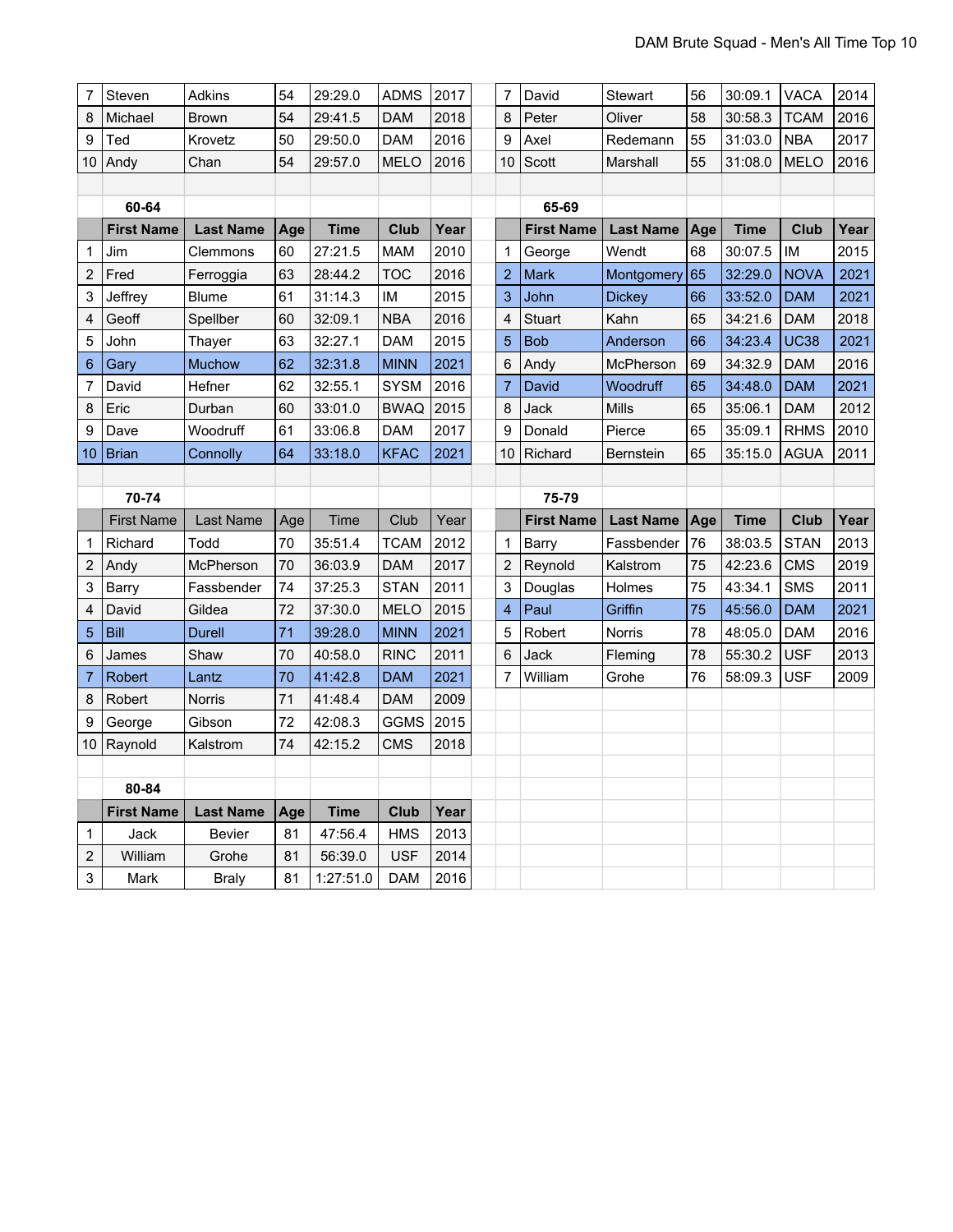| | | | | | | |
|---|---|---|---|---|---|---|
| 7 | Steven | Adkins | 54 | 29:29.0 | ADMS | 2017 |
| 8 | Michael | Brown | 54 | 29:41.5 | DAM | 2018 |
| 9 | Ted | Krovetz | 50 | 29:50.0 | DAM | 2016 |
| 10 | Andy | Chan | 54 | 29:57.0 | MELO | 2016 |

| | | | | | | |
|---|---|---|---|---|---|---|
| 7 | David | Stewart | 56 | 30:09.1 | VACA | 2014 |
| 8 | Peter | Oliver | 58 | 30:58.3 | TCAM | 2016 |
| 9 | Axel | Redemann | 55 | 31:03.0 | NBA | 2017 |
| 10 | Scott | Marshall | 55 | 31:08.0 | MELO | 2016 |

**60-64**

| | First Name | Last Name | Age | Time | Club | Year |
|---|---|---|---|---|---|---|
| 1 | Jim | Clemmons | 60 | 27:21.5 | MAM | 2010 |
| 2 | Fred | Ferroggia | 63 | 28:44.2 | TOC | 2016 |
| 3 | Jeffrey | Blume | 61 | 31:14.3 | IM | 2015 |
| 4 | Geoff | Spellber | 60 | 32:09.1 | NBA | 2016 |
| 5 | John | Thayer | 63 | 32:27.1 | DAM | 2015 |
| 6 | Gary | Muchow | 62 | 32:31.8 | MINN | 2021 |
| 7 | David | Hefner | 62 | 32:55.1 | SYSM | 2016 |
| 8 | Eric | Durban | 60 | 33:01.0 | BWAQ | 2015 |
| 9 | Dave | Woodruff | 61 | 33:06.8 | DAM | 2017 |
| 10 | Brian | Connolly | 64 | 33:18.0 | KFAC | 2021 |

**65-69**

| | First Name | Last Name | Age | Time | Club | Year |
|---|---|---|---|---|---|---|
| 1 | George | Wendt | 68 | 30:07.5 | IM | 2015 |
| 2 | Mark | Montgomery | 65 | 32:29.0 | NOVA | 2021 |
| 3 | John | Dickey | 66 | 33:52.0 | DAM | 2021 |
| 4 | Stuart | Kahn | 65 | 34:21.6 | DAM | 2018 |
| 5 | Bob | Anderson | 66 | 34:23.4 | UC38 | 2021 |
| 6 | Andy | McPherson | 69 | 34:32.9 | DAM | 2016 |
| 7 | David | Woodruff | 65 | 34:48.0 | DAM | 2021 |
| 8 | Jack | Mills | 65 | 35:06.1 | DAM | 2012 |
| 9 | Donald | Pierce | 65 | 35:09.1 | RHMS | 2010 |
| 10 | Richard | Bernstein | 65 | 35:15.0 | AGUA | 2011 |

**70-74**

| | First Name | Last Name | Age | Time | Club | Year |
|---|---|---|---|---|---|---|
| 1 | Richard | Todd | 70 | 35:51.4 | TCAM | 2012 |
| 2 | Andy | McPherson | 70 | 36:03.9 | DAM | 2017 |
| 3 | Barry | Fassbender | 74 | 37:25.3 | STAN | 2011 |
| 4 | David | Gildea | 72 | 37:30.0 | MELO | 2015 |
| 5 | Bill | Durell | 71 | 39:28.0 | MINN | 2021 |
| 6 | James | Shaw | 70 | 40:58.0 | RINC | 2011 |
| 7 | Robert | Lantz | 70 | 41:42.8 | DAM | 2021 |
| 8 | Robert | Norris | 71 | 41:48.4 | DAM | 2009 |
| 9 | George | Gibson | 72 | 42:08.3 | GGMS | 2015 |
| 10 | Raynold | Kalstrom | 74 | 42:15.2 | CMS | 2018 |

**75-79**

| | First Name | Last Name | Age | Time | Club | Year |
|---|---|---|---|---|---|---|
| 1 | Barry | Fassbender | 76 | 38:03.5 | STAN | 2013 |
| 2 | Reynold | Kalstrom | 75 | 42:23.6 | CMS | 2019 |
| 3 | Douglas | Holmes | 75 | 43:34.1 | SMS | 2011 |
| 4 | Paul | Griffin | 75 | 45:56.0 | DAM | 2021 |
| 5 | Robert | Norris | 78 | 48:05.0 | DAM | 2016 |
| 6 | Jack | Fleming | 78 | 55:30.2 | USF | 2013 |
| 7 | William | Grohe | 76 | 58:09.3 | USF | 2009 |

**80-84**

| | First Name | Last Name | Age | Time | Club | Year |
|---|---|---|---|---|---|---|
| 1 | Jack | Bevier | 81 | 47:56.4 | HMS | 2013 |
| 2 | William | Grohe | 81 | 56:39.0 | USF | 2014 |
| 3 | Mark | Braly | 81 | 1:27:51.0 | DAM | 2016 |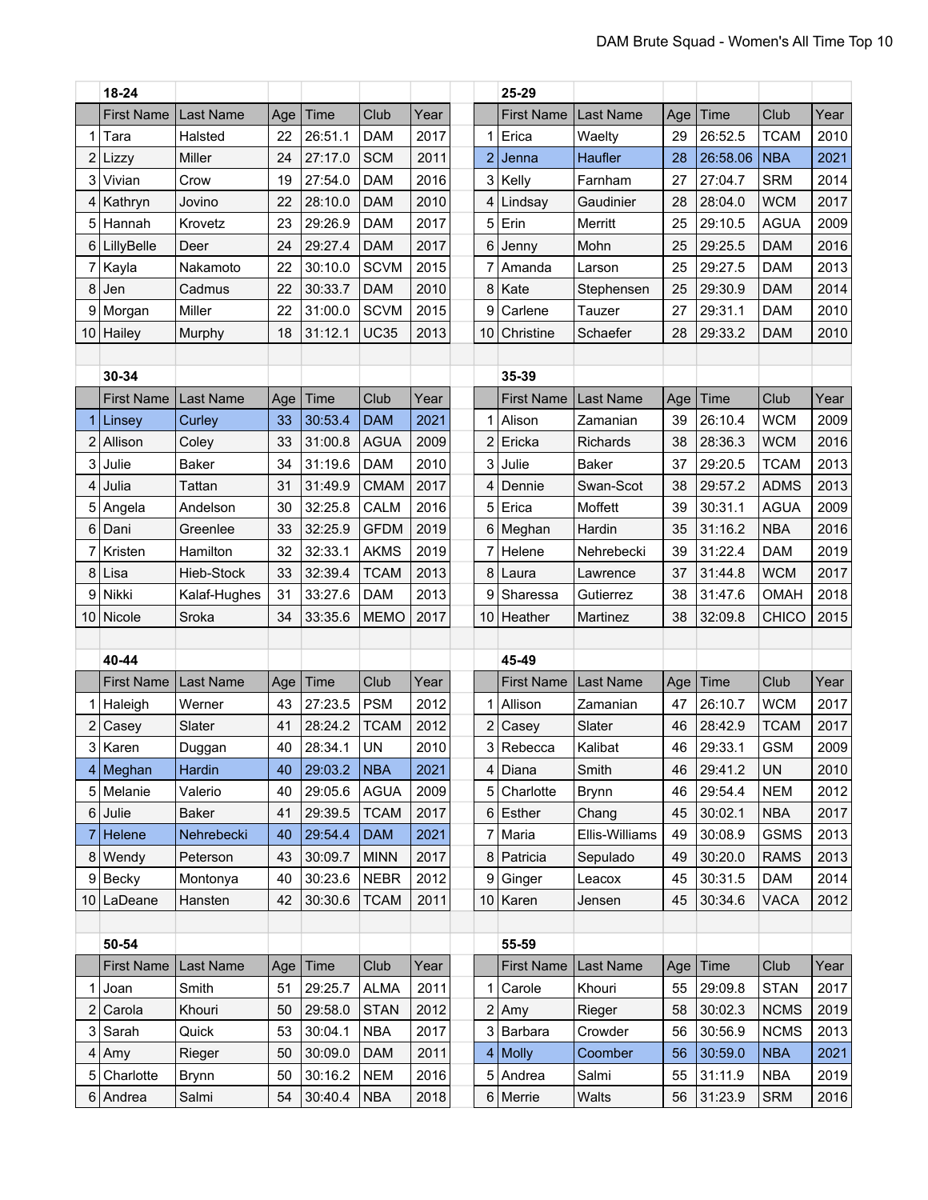# DAM Brute Squad - Women's All Time Top 10

### 18-24

| | First Name | Last Name | Age | Time | Club | Year |
|---|---|---|---|---|---|---|
| 1 | Tara | Halsted | 22 | 26:51.1 | DAM | 2017 |
| 2 | Lizzy | Miller | 24 | 27:17.0 | SCM | 2011 |
| 3 | Vivian | Crow | 19 | 27:54.0 | DAM | 2016 |
| 4 | Kathryn | Jovino | 22 | 28:10.0 | DAM | 2010 |
| 5 | Hannah | Krovetz | 23 | 29:26.9 | DAM | 2017 |
| 6 | LillyBelle | Deer | 24 | 29:27.4 | DAM | 2017 |
| 7 | Kayla | Nakamoto | 22 | 30:10.0 | SCVM | 2015 |
| 8 | Jen | Cadmus | 22 | 30:33.7 | DAM | 2010 |
| 9 | Morgan | Miller | 22 | 31:00.0 | SCVM | 2015 |
| 10 | Hailey | Murphy | 18 | 31:12.1 | UC35 | 2013 |

### 25-29

| | First Name | Last Name | Age | Time | Club | Year |
|---|---|---|---|---|---|---|
| 1 | Erica | Waelty | 29 | 26:52.5 | TCAM | 2010 |
| 2 | Jenna | Haufler | 28 | 26:58.06 | NBA | 2021 |
| 3 | Kelly | Farnham | 27 | 27:04.7 | SRM | 2014 |
| 4 | Lindsay | Gaudinier | 28 | 28:04.0 | WCM | 2017 |
| 5 | Erin | Merritt | 25 | 29:10.5 | AGUA | 2009 |
| 6 | Jenny | Mohn | 25 | 29:25.5 | DAM | 2016 |
| 7 | Amanda | Larson | 25 | 29:27.5 | DAM | 2013 |
| 8 | Kate | Stephensen | 25 | 29:30.9 | DAM | 2014 |
| 9 | Carlene | Tauzer | 27 | 29:31.1 | DAM | 2010 |
| 10 | Christine | Schaefer | 28 | 29:33.2 | DAM | 2010 |

### 30-34

| | First Name | Last Name | Age | Time | Club | Year |
|---|---|---|---|---|---|---|
| 1 | Linsey | Curley | 33 | 30:53.4 | DAM | 2021 |
| 2 | Allison | Coley | 33 | 31:00.8 | AGUA | 2009 |
| 3 | Julie | Baker | 34 | 31:19.6 | DAM | 2010 |
| 4 | Julia | Tattan | 31 | 31:49.9 | CMAM | 2017 |
| 5 | Angela | Andelson | 30 | 32:25.8 | CALM | 2016 |
| 6 | Dani | Greenlee | 33 | 32:25.9 | GFDM | 2019 |
| 7 | Kristen | Hamilton | 32 | 32:33.1 | AKMS | 2019 |
| 8 | Lisa | Hieb-Stock | 33 | 32:39.4 | TCAM | 2013 |
| 9 | Nikki | Kalaf-Hughes | 31 | 33:27.6 | DAM | 2013 |
| 10 | Nicole | Sroka | 34 | 33:35.6 | MEMO | 2017 |

### 35-39

| | First Name | Last Name | Age | Time | Club | Year |
|---|---|---|---|---|---|---|
| 1 | Alison | Zamanian | 39 | 26:10.4 | WCM | 2009 |
| 2 | Ericka | Richards | 38 | 28:36.3 | WCM | 2016 |
| 3 | Julie | Baker | 37 | 29:20.5 | TCAM | 2013 |
| 4 | Dennie | Swan-Scot | 38 | 29:57.2 | ADMS | 2013 |
| 5 | Erica | Moffett | 39 | 30:31.1 | AGUA | 2009 |
| 6 | Meghan | Hardin | 35 | 31:16.2 | NBA | 2016 |
| 7 | Helene | Nehrebecki | 39 | 31:22.4 | DAM | 2019 |
| 8 | Laura | Lawrence | 37 | 31:44.8 | WCM | 2017 |
| 9 | Sharessa | Gutierrez | 38 | 31:47.6 | OMAH | 2018 |
| 10 | Heather | Martinez | 38 | 32:09.8 | CHICO | 2015 |

### 40-44

| | First Name | Last Name | Age | Time | Club | Year |
|---|---|---|---|---|---|---|
| 1 | Haleigh | Werner | 43 | 27:23.5 | PSM | 2012 |
| 2 | Casey | Slater | 41 | 28:24.2 | TCAM | 2012 |
| 3 | Karen | Duggan | 40 | 28:34.1 | UN | 2010 |
| 4 | Meghan | Hardin | 40 | 29:03.2 | NBA | 2021 |
| 5 | Melanie | Valerio | 40 | 29:05.6 | AGUA | 2009 |
| 6 | Julie | Baker | 41 | 29:39.5 | TCAM | 2017 |
| 7 | Helene | Nehrebecki | 40 | 29:54.4 | DAM | 2021 |
| 8 | Wendy | Peterson | 43 | 30:09.7 | MINN | 2017 |
| 9 | Becky | Montonya | 40 | 30:23.6 | NEBR | 2012 |
| 10 | LaDeane | Hansten | 42 | 30:30.6 | TCAM | 2011 |

### 45-49

| | First Name | Last Name | Age | Time | Club | Year |
|---|---|---|---|---|---|---|
| 1 | Allison | Zamanian | 47 | 26:10.7 | WCM | 2017 |
| 2 | Casey | Slater | 46 | 28:42.9 | TCAM | 2017 |
| 3 | Rebecca | Kalibat | 46 | 29:33.1 | GSM | 2009 |
| 4 | Diana | Smith | 46 | 29:41.2 | UN | 2010 |
| 5 | Charlotte | Brynn | 46 | 29:54.4 | NEM | 2012 |
| 6 | Esther | Chang | 45 | 30:02.1 | NBA | 2017 |
| 7 | Maria | Ellis-Williams | 49 | 30:08.9 | GSMS | 2013 |
| 8 | Patricia | Sepulado | 49 | 30:20.0 | RAMS | 2013 |
| 9 | Ginger | Leacox | 45 | 30:31.5 | DAM | 2014 |
| 10 | Karen | Jensen | 45 | 30:34.6 | VACA | 2012 |

### 50-54

| | First Name | Last Name | Age | Time | Club | Year |
|---|---|---|---|---|---|---|
| 1 | Joan | Smith | 51 | 29:25.7 | ALMA | 2011 |
| 2 | Carola | Khouri | 50 | 29:58.0 | STAN | 2012 |
| 3 | Sarah | Quick | 53 | 30:04.1 | NBA | 2017 |
| 4 | Amy | Rieger | 50 | 30:09.0 | DAM | 2011 |
| 5 | Charlotte | Brynn | 50 | 30:16.2 | NEM | 2016 |
| 6 | Andrea | Salmi | 54 | 30:40.4 | NBA | 2018 |

### 55-59

| | First Name | Last Name | Age | Time | Club | Year |
|---|---|---|---|---|---|---|
| 1 | Carole | Khouri | 55 | 29:09.8 | STAN | 2017 |
| 2 | Amy | Rieger | 58 | 30:02.3 | NCMS | 2019 |
| 3 | Barbara | Crowder | 56 | 30:56.9 | NCMS | 2013 |
| 4 | Molly | Coomber | 56 | 30:59.0 | NBA | 2021 |
| 5 | Andrea | Salmi | 55 | 31:11.9 | NBA | 2019 |
| 6 | Merrie | Walts | 56 | 31:23.9 | SRM | 2016 |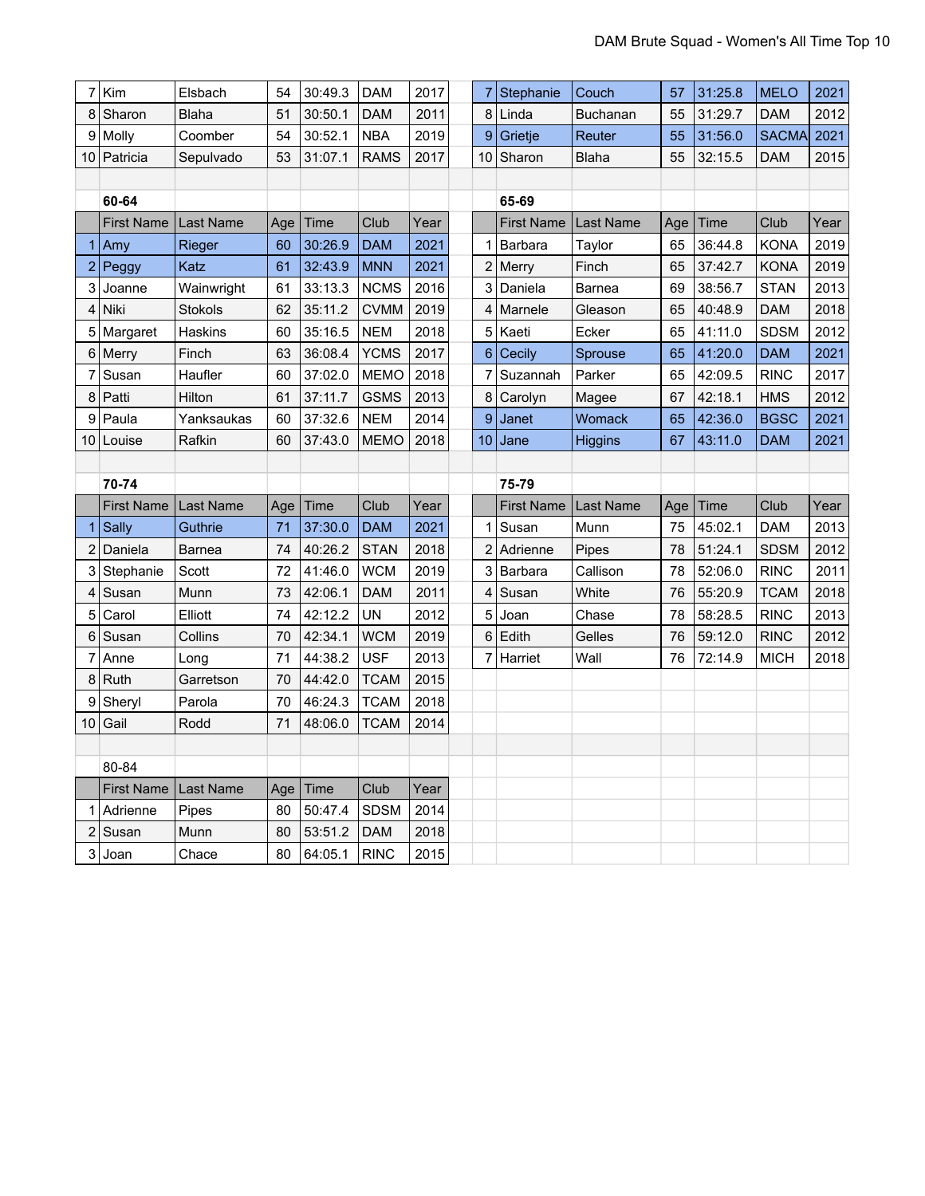| | First Name | Last Name | Age | Time | Club | Year |
|---|---|---|---|---|---|---|
| 7 | Kim | Elsbach | 54 | 30:49.3 | DAM | 2017 |
| 8 | Sharon | Blaha | 51 | 30:50.1 | DAM | 2011 |
| 9 | Molly | Coomber | 54 | 30:52.1 | NBA | 2019 |
| 10 | Patricia | Sepulvado | 53 | 31:07.1 | RAMS | 2017 |

| | First Name | Last Name | Age | Time | Club | Year |
|---|---|---|---|---|---|---|
| 7 | Stephanie | Couch | 57 | 31:25.8 | MELO | 2021 |
| 8 | Linda | Buchanan | 55 | 31:29.7 | DAM | 2012 |
| 9 | Grietje | Reuter | 55 | 31:56.0 | SACMA | 2021 |
| 10 | Sharon | Blaha | 55 | 32:15.5 | DAM | 2015 |

**60-64**

| | First Name | Last Name | Age | Time | Club | Year |
|---|---|---|---|---|---|---|
| 1 | Amy | Rieger | 60 | 30:26.9 | DAM | 2021 |
| 2 | Peggy | Katz | 61 | 32:43.9 | MNN | 2021 |
| 3 | Joanne | Wainwright | 61 | 33:13.3 | NCMS | 2016 |
| 4 | Niki | Stokols | 62 | 35:11.2 | CVMM | 2019 |
| 5 | Margaret | Haskins | 60 | 35:16.5 | NEM | 2018 |
| 6 | Merry | Finch | 63 | 36:08.4 | YCMS | 2017 |
| 7 | Susan | Haufler | 60 | 37:02.0 | MEMO | 2018 |
| 8 | Patti | Hilton | 61 | 37:11.7 | GSMS | 2013 |
| 9 | Paula | Yanksaukas | 60 | 37:32.6 | NEM | 2014 |
| 10 | Louise | Rafkin | 60 | 37:43.0 | MEMO | 2018 |

**65-69**

| | First Name | Last Name | Age | Time | Club | Year |
|---|---|---|---|---|---|---|
| 1 | Barbara | Taylor | 65 | 36:44.8 | KONA | 2019 |
| 2 | Merry | Finch | 65 | 37:42.7 | KONA | 2019 |
| 3 | Daniela | Barnea | 69 | 38:56.7 | STAN | 2013 |
| 4 | Marnele | Gleason | 65 | 40:48.9 | DAM | 2018 |
| 5 | Kaeti | Ecker | 65 | 41:11.0 | SDSM | 2012 |
| 6 | Cecily | Sprouse | 65 | 41:20.0 | DAM | 2021 |
| 7 | Suzannah | Parker | 65 | 42:09.5 | RINC | 2017 |
| 8 | Carolyn | Magee | 67 | 42:18.1 | HMS | 2012 |
| 9 | Janet | Womack | 65 | 42:36.0 | BGSC | 2021 |
| 10 | Jane | Higgins | 67 | 43:11.0 | DAM | 2021 |

**70-74**

| | First Name | Last Name | Age | Time | Club | Year |
|---|---|---|---|---|---|---|
| 1 | Sally | Guthrie | 71 | 37:30.0 | DAM | 2021 |
| 2 | Daniela | Barnea | 74 | 40:26.2 | STAN | 2018 |
| 3 | Stephanie | Scott | 72 | 41:46.0 | WCM | 2019 |
| 4 | Susan | Munn | 73 | 42:06.1 | DAM | 2011 |
| 5 | Carol | Elliott | 74 | 42:12.2 | UN | 2012 |
| 6 | Susan | Collins | 70 | 42:34.1 | WCM | 2019 |
| 7 | Anne | Long | 71 | 44:38.2 | USF | 2013 |
| 8 | Ruth | Garretson | 70 | 44:42.0 | TCAM | 2015 |
| 9 | Sheryl | Parola | 70 | 46:24.3 | TCAM | 2018 |
| 10 | Gail | Rodd | 71 | 48:06.0 | TCAM | 2014 |

**75-79**

| | First Name | Last Name | Age | Time | Club | Year |
|---|---|---|---|---|---|---|
| 1 | Susan | Munn | 75 | 45:02.1 | DAM | 2013 |
| 2 | Adrienne | Pipes | 78 | 51:24.1 | SDSM | 2012 |
| 3 | Barbara | Callison | 78 | 52:06.0 | RINC | 2011 |
| 4 | Susan | White | 76 | 55:20.9 | TCAM | 2018 |
| 5 | Joan | Chase | 78 | 58:28.5 | RINC | 2013 |
| 6 | Edith | Gelles | 76 | 59:12.0 | RINC | 2012 |
| 7 | Harriet | Wall | 76 | 72:14.9 | MICH | 2018 |

80-84

| | First Name | Last Name | Age | Time | Club | Year |
|---|---|---|---|---|---|---|
| 1 | Adrienne | Pipes | 80 | 50:47.4 | SDSM | 2014 |
| 2 | Susan | Munn | 80 | 53:51.2 | DAM | 2018 |
| 3 | Joan | Chace | 80 | 64:05.1 | RINC | 2015 |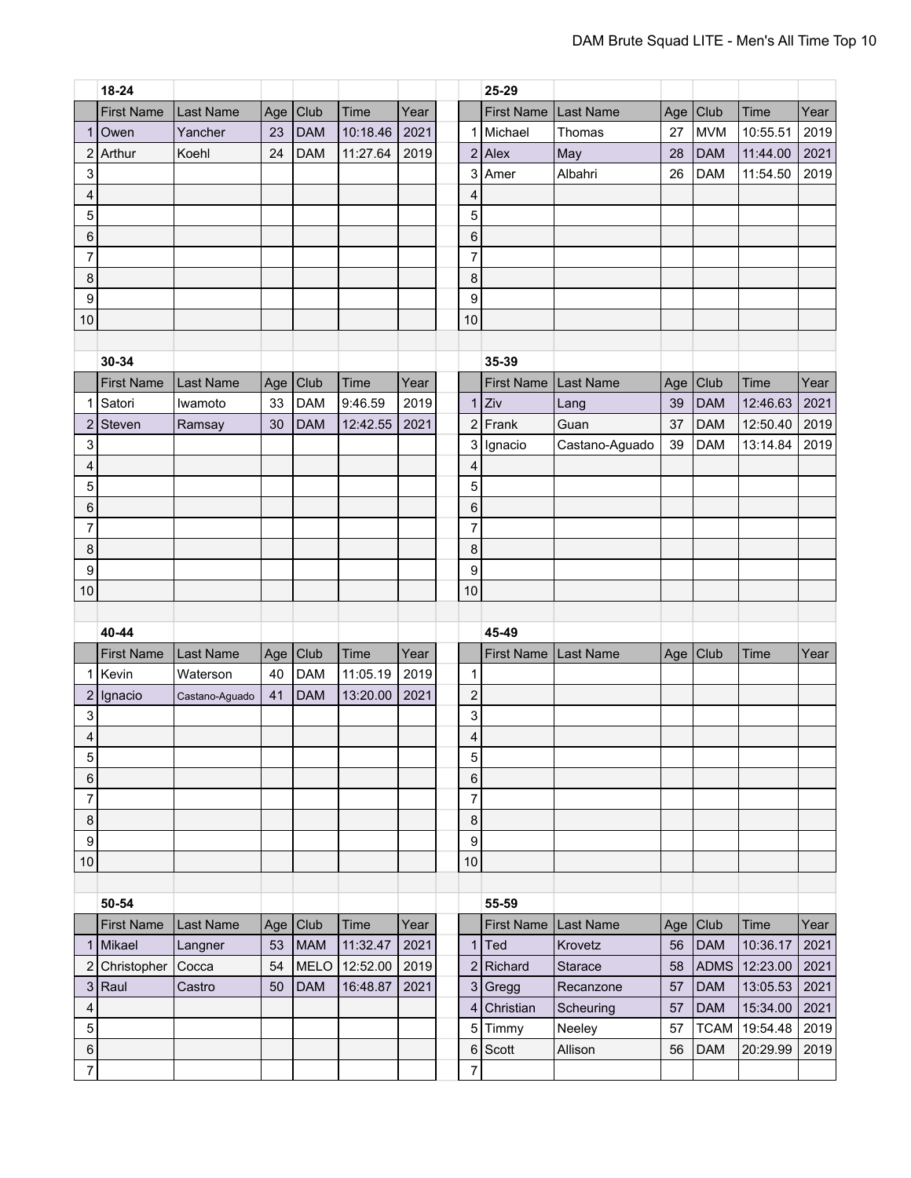# DAM Brute Squad LITE - Men's All Time Top 10

### 18-24

| | First Name | Last Name | Age | Club | Time | Year |
|---|---|---|---|---|---|---|
| 1 | Owen | Yancher | 23 | DAM | 10:18.46 | 2021 |
| 2 | Arthur | Koehl | 24 | DAM | 11:27.64 | 2019 |
| 3 | | | | | | |
| 4 | | | | | | |
| 5 | | | | | | |
| 6 | | | | | | |
| 7 | | | | | | |
| 8 | | | | | | |
| 9 | | | | | | |
| 10 | | | | | | |

### 25-29

| | First Name | Last Name | Age | Club | Time | Year |
|---|---|---|---|---|---|---|
| 1 | Michael | Thomas | 27 | MVM | 10:55.51 | 2019 |
| 2 | Alex | May | 28 | DAM | 11:44.00 | 2021 |
| 3 | Amer | Albahri | 26 | DAM | 11:54.50 | 2019 |
| 4 | | | | | | |
| 5 | | | | | | |
| 6 | | | | | | |
| 7 | | | | | | |
| 8 | | | | | | |
| 9 | | | | | | |
| 10 | | | | | | |

### 30-34

| | First Name | Last Name | Age | Club | Time | Year |
|---|---|---|---|---|---|---|
| 1 | Satori | Iwamoto | 33 | DAM | 9:46.59 | 2019 |
| 2 | Steven | Ramsay | 30 | DAM | 12:42.55 | 2021 |
| 3 | | | | | | |
| 4 | | | | | | |
| 5 | | | | | | |
| 6 | | | | | | |
| 7 | | | | | | |
| 8 | | | | | | |
| 9 | | | | | | |
| 10 | | | | | | |

### 35-39

| | First Name | Last Name | Age | Club | Time | Year |
|---|---|---|---|---|---|---|
| 1 | Ziv | Lang | 39 | DAM | 12:46.63 | 2021 |
| 2 | Frank | Guan | 37 | DAM | 12:50.40 | 2019 |
| 3 | Ignacio | Castano-Aguado | 39 | DAM | 13:14.84 | 2019 |
| 4 | | | | | | |
| 5 | | | | | | |
| 6 | | | | | | |
| 7 | | | | | | |
| 8 | | | | | | |
| 9 | | | | | | |
| 10 | | | | | | |

### 40-44

| | First Name | Last Name | Age | Club | Time | Year |
|---|---|---|---|---|---|---|
| 1 | Kevin | Waterson | 40 | DAM | 11:05.19 | 2019 |
| 2 | Ignacio | Castano-Aguado | 41 | DAM | 13:20.00 | 2021 |
| 3 | | | | | | |
| 4 | | | | | | |
| 5 | | | | | | |
| 6 | | | | | | |
| 7 | | | | | | |
| 8 | | | | | | |
| 9 | | | | | | |
| 10 | | | | | | |

### 45-49

| | First Name | Last Name | Age | Club | Time | Year |
|---|---|---|---|---|---|---|
| 1 | | | | | | |
| 2 | | | | | | |
| 3 | | | | | | |
| 4 | | | | | | |
| 5 | | | | | | |
| 6 | | | | | | |
| 7 | | | | | | |
| 8 | | | | | | |
| 9 | | | | | | |
| 10 | | | | | | |

### 50-54

| | First Name | Last Name | Age | Club | Time | Year |
|---|---|---|---|---|---|---|
| 1 | Mikael | Langner | 53 | MAM | 11:32.47 | 2021 |
| 2 | Christopher | Cocca | 54 | MELO | 12:52.00 | 2019 |
| 3 | Raul | Castro | 50 | DAM | 16:48.87 | 2021 |
| 4 | | | | | | |
| 5 | | | | | | |
| 6 | | | | | | |
| 7 | | | | | | |

### 55-59

| | First Name | Last Name | Age | Club | Time | Year |
|---|---|---|---|---|---|---|
| 1 | Ted | Krovetz | 56 | DAM | 10:36.17 | 2021 |
| 2 | Richard | Starace | 58 | ADMS | 12:23.00 | 2021 |
| 3 | Gregg | Recanzone | 57 | DAM | 13:05.53 | 2021 |
| 4 | Christian | Scheuring | 57 | DAM | 15:34.00 | 2021 |
| 5 | Timmy | Neeley | 57 | TCAM | 19:54.48 | 2019 |
| 6 | Scott | Allison | 56 | DAM | 20:29.99 | 2019 |
| 7 | | | | | | |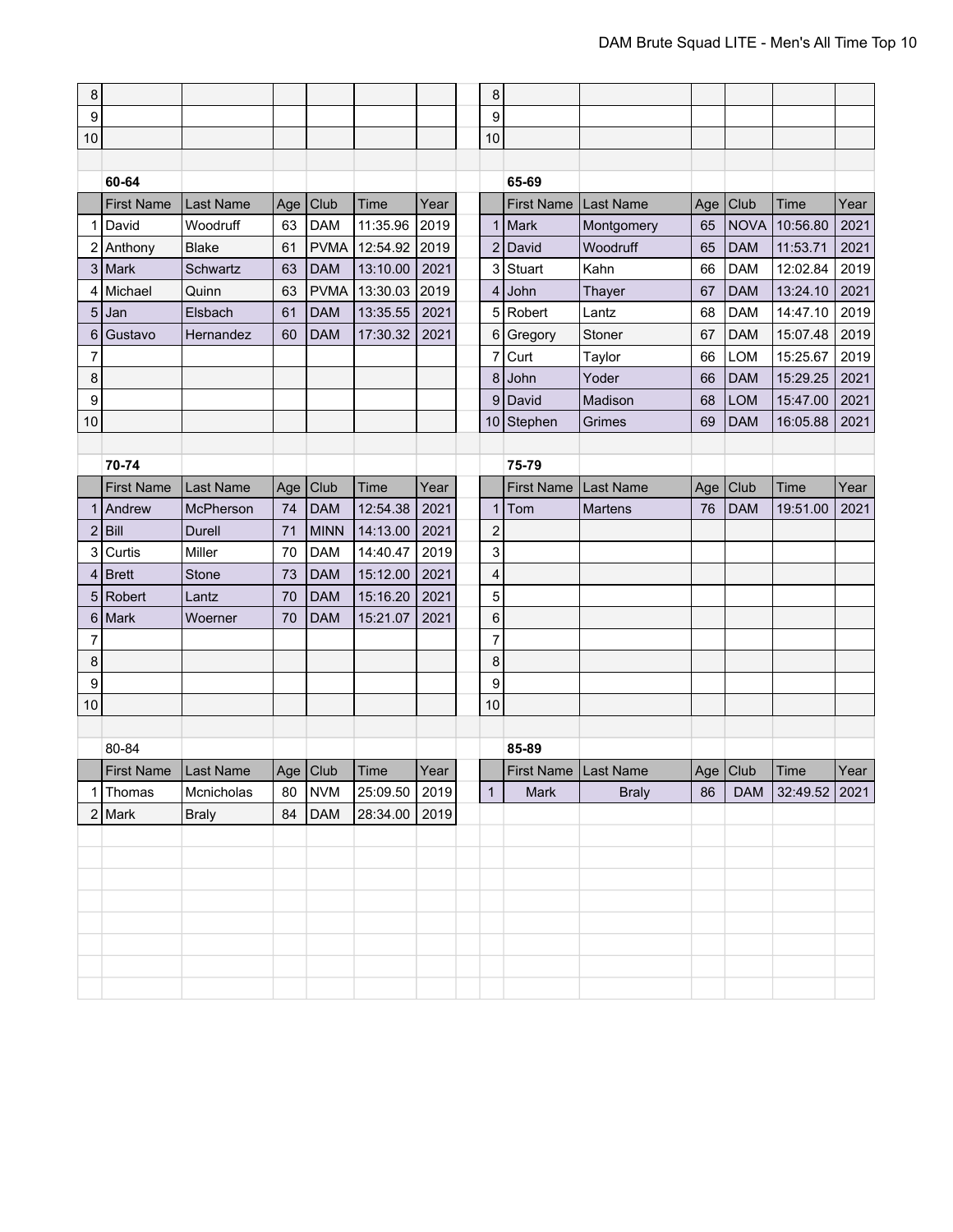| | First Name | Last Name | Age | Club | Time | Year |
|---|---|---|---|---|---|---|
| 8 | | | | | | |
| 9 | | | | | | |
| 10 | | | | | | |

| | First Name | Last Name | Age | Club | Time | Year |
|---|---|---|---|---|---|---|
| 8 | | | | | | |
| 9 | | | | | | |
| 10 | | | | | | |

**60-64**

| | First Name | Last Name | Age | Club | Time | Year |
|---|---|---|---|---|---|---|
| 1 | David | Woodruff | 63 | DAM | 11:35.96 | 2019 |
| 2 | Anthony | Blake | 61 | PVMA | 12:54.92 | 2019 |
| 3 | Mark | Schwartz | 63 | DAM | 13:10.00 | 2021 |
| 4 | Michael | Quinn | 63 | PVMA | 13:30.03 | 2019 |
| 5 | Jan | Elsbach | 61 | DAM | 13:35.55 | 2021 |
| 6 | Gustavo | Hernandez | 60 | DAM | 17:30.32 | 2021 |
| 7 | | | | | | |
| 8 | | | | | | |
| 9 | | | | | | |
| 10 | | | | | | |

**65-69**

| | First Name | Last Name | Age | Club | Time | Year |
|---|---|---|---|---|---|---|
| 1 | Mark | Montgomery | 65 | NOVA | 10:56.80 | 2021 |
| 2 | David | Woodruff | 65 | DAM | 11:53.71 | 2021 |
| 3 | Stuart | Kahn | 66 | DAM | 12:02.84 | 2019 |
| 4 | John | Thayer | 67 | DAM | 13:24.10 | 2021 |
| 5 | Robert | Lantz | 68 | DAM | 14:47.10 | 2019 |
| 6 | Gregory | Stoner | 67 | DAM | 15:07.48 | 2019 |
| 7 | Curt | Taylor | 66 | LOM | 15:25.67 | 2019 |
| 8 | John | Yoder | 66 | DAM | 15:29.25 | 2021 |
| 9 | David | Madison | 68 | LOM | 15:47.00 | 2021 |
| 10 | Stephen | Grimes | 69 | DAM | 16:05.88 | 2021 |

**70-74**

| | First Name | Last Name | Age | Club | Time | Year |
|---|---|---|---|---|---|---|
| 1 | Andrew | McPherson | 74 | DAM | 12:54.38 | 2021 |
| 2 | Bill | Durell | 71 | MINN | 14:13.00 | 2021 |
| 3 | Curtis | Miller | 70 | DAM | 14:40.47 | 2019 |
| 4 | Brett | Stone | 73 | DAM | 15:12.00 | 2021 |
| 5 | Robert | Lantz | 70 | DAM | 15:16.20 | 2021 |
| 6 | Mark | Woerner | 70 | DAM | 15:21.07 | 2021 |
| 7 | | | | | | |
| 8 | | | | | | |
| 9 | | | | | | |
| 10 | | | | | | |

**75-79**

| | First Name | Last Name | Age | Club | Time | Year |
|---|---|---|---|---|---|---|
| 1 | Tom | Martens | 76 | DAM | 19:51.00 | 2021 |
| 2 | | | | | | |
| 3 | | | | | | |
| 4 | | | | | | |
| 5 | | | | | | |
| 6 | | | | | | |
| 7 | | | | | | |
| 8 | | | | | | |
| 9 | | | | | | |
| 10 | | | | | | |

80-84

| | First Name | Last Name | Age | Club | Time | Year |
|---|---|---|---|---|---|---|
| 1 | Thomas | Mcnicholas | 80 | NVM | 25:09.50 | 2019 |
| 2 | Mark | Braly | 84 | DAM | 28:34.00 | 2019 |

**85-89**

| | First Name | Last Name | Age | Club | Time | Year |
|---|---|---|---|---|---|---|
| 1 | Mark | Braly | 86 | DAM | 32:49.52 | 2021 |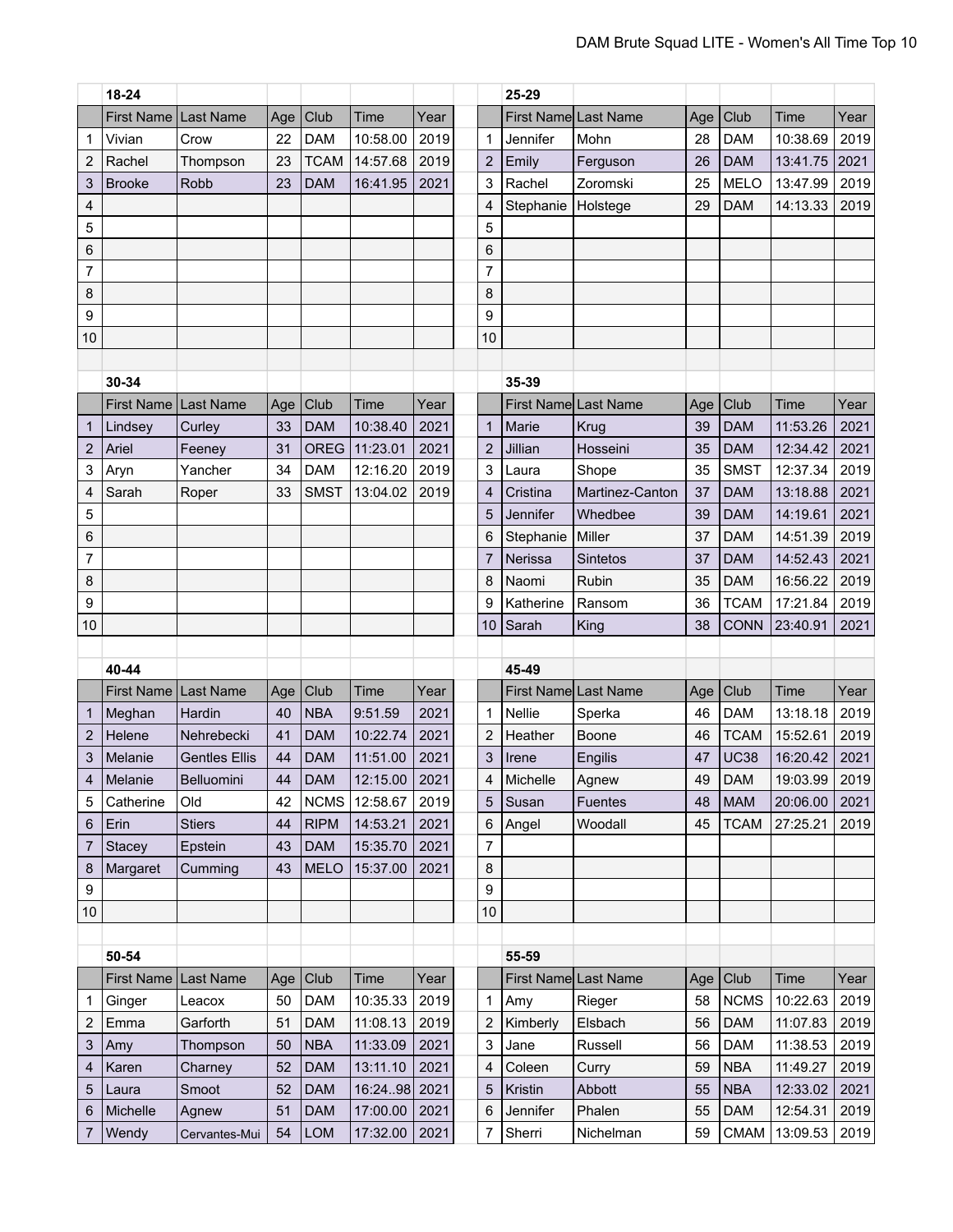# DAM Brute Squad LITE - Women's All Time Top 10

### 18-24

| | First Name | Last Name | Age | Club | Time | Year |
|---|---|---|---|---|---|---|
| 1 | Vivian | Crow | 22 | DAM | 10:58.00 | 2019 |
| 2 | Rachel | Thompson | 23 | TCAM | 14:57.68 | 2019 |
| 3 | Brooke | Robb | 23 | DAM | 16:41.95 | 2021 |
| 4 | | | | | | |
| 5 | | | | | | |
| 6 | | | | | | |
| 7 | | | | | | |
| 8 | | | | | | |
| 9 | | | | | | |
| 10 | | | | | | |

### 25-29

| | First Name | Last Name | Age | Club | Time | Year |
|---|---|---|---|---|---|---|
| 1 | Jennifer | Mohn | 28 | DAM | 10:38.69 | 2019 |
| 2 | Emily | Ferguson | 26 | DAM | 13:41.75 | 2021 |
| 3 | Rachel | Zoromski | 25 | MELO | 13:47.99 | 2019 |
| 4 | Stephanie | Holstege | 29 | DAM | 14:13.33 | 2019 |
| 5 | | | | | | |
| 6 | | | | | | |
| 7 | | | | | | |
| 8 | | | | | | |
| 9 | | | | | | |
| 10 | | | | | | |

### 30-34

| | First Name | Last Name | Age | Club | Time | Year |
|---|---|---|---|---|---|---|
| 1 | Lindsey | Curley | 33 | DAM | 10:38.40 | 2021 |
| 2 | Ariel | Feeney | 31 | OREG | 11:23.01 | 2021 |
| 3 | Aryn | Yancher | 34 | DAM | 12:16.20 | 2019 |
| 4 | Sarah | Roper | 33 | SMST | 13:04.02 | 2019 |
| 5 | | | | | | |
| 6 | | | | | | |
| 7 | | | | | | |
| 8 | | | | | | |
| 9 | | | | | | |
| 10 | | | | | | |

### 35-39

| | First Name | Last Name | Age | Club | Time | Year |
|---|---|---|---|---|---|---|
| 1 | Marie | Krug | 39 | DAM | 11:53.26 | 2021 |
| 2 | Jillian | Hosseini | 35 | DAM | 12:34.42 | 2021 |
| 3 | Laura | Shope | 35 | SMST | 12:37.34 | 2019 |
| 4 | Cristina | Martinez-Canton | 37 | DAM | 13:18.88 | 2021 |
| 5 | Jennifer | Whedbee | 39 | DAM | 14:19.61 | 2021 |
| 6 | Stephanie | Miller | 37 | DAM | 14:51.39 | 2019 |
| 7 | Nerissa | Sintetos | 37 | DAM | 14:52.43 | 2021 |
| 8 | Naomi | Rubin | 35 | DAM | 16:56.22 | 2019 |
| 9 | Katherine | Ransom | 36 | TCAM | 17:21.84 | 2019 |
| 10 | Sarah | King | 38 | CONN | 23:40.91 | 2021 |

### 40-44

| | First Name | Last Name | Age | Club | Time | Year |
|---|---|---|---|---|---|---|
| 1 | Meghan | Hardin | 40 | NBA | 9:51.59 | 2021 |
| 2 | Helene | Nehrebecki | 41 | DAM | 10:22.74 | 2021 |
| 3 | Melanie | Gentles Ellis | 44 | DAM | 11:51.00 | 2021 |
| 4 | Melanie | Belluomini | 44 | DAM | 12:15.00 | 2021 |
| 5 | Catherine | Old | 42 | NCMS | 12:58.67 | 2019 |
| 6 | Erin | Stiers | 44 | RIPM | 14:53.21 | 2021 |
| 7 | Stacey | Epstein | 43 | DAM | 15:35.70 | 2021 |
| 8 | Margaret | Cumming | 43 | MELO | 15:37.00 | 2021 |
| 9 | | | | | | |
| 10 | | | | | | |

### 45-49

| | First Name | Last Name | Age | Club | Time | Year |
|---|---|---|---|---|---|---|
| 1 | Nellie | Sperka | 46 | DAM | 13:18.18 | 2019 |
| 2 | Heather | Boone | 46 | TCAM | 15:52.61 | 2019 |
| 3 | Irene | Engilis | 47 | UC38 | 16:20.42 | 2021 |
| 4 | Michelle | Agnew | 49 | DAM | 19:03.99 | 2019 |
| 5 | Susan | Fuentes | 48 | MAM | 20:06.00 | 2021 |
| 6 | Angel | Woodall | 45 | TCAM | 27:25.21 | 2019 |
| 7 | | | | | | |
| 8 | | | | | | |
| 9 | | | | | | |
| 10 | | | | | | |

### 50-54

| | First Name | Last Name | Age | Club | Time | Year |
|---|---|---|---|---|---|---|
| 1 | Ginger | Leacox | 50 | DAM | 10:35.33 | 2019 |
| 2 | Emma | Garforth | 51 | DAM | 11:08.13 | 2019 |
| 3 | Amy | Thompson | 50 | NBA | 11:33.09 | 2021 |
| 4 | Karen | Charney | 52 | DAM | 13:11.10 | 2021 |
| 5 | Laura | Smoot | 52 | DAM | 16:24..98 | 2021 |
| 6 | Michelle | Agnew | 51 | DAM | 17:00.00 | 2021 |
| 7 | Wendy | Cervantes-Mui | 54 | LOM | 17:32.00 | 2021 |

### 55-59

| | First Name | Last Name | Age | Club | Time | Year |
|---|---|---|---|---|---|---|
| 1 | Amy | Rieger | 58 | NCMS | 10:22.63 | 2019 |
| 2 | Kimberly | Elsbach | 56 | DAM | 11:07.83 | 2019 |
| 3 | Jane | Russell | 56 | DAM | 11:38.53 | 2019 |
| 4 | Coleen | Curry | 59 | NBA | 11:49.27 | 2019 |
| 5 | Kristin | Abbott | 55 | NBA | 12:33.02 | 2021 |
| 6 | Jennifer | Phalen | 55 | DAM | 12:54.31 | 2019 |
| 7 | Sherri | Nichelman | 59 | CMAM | 13:09.53 | 2019 |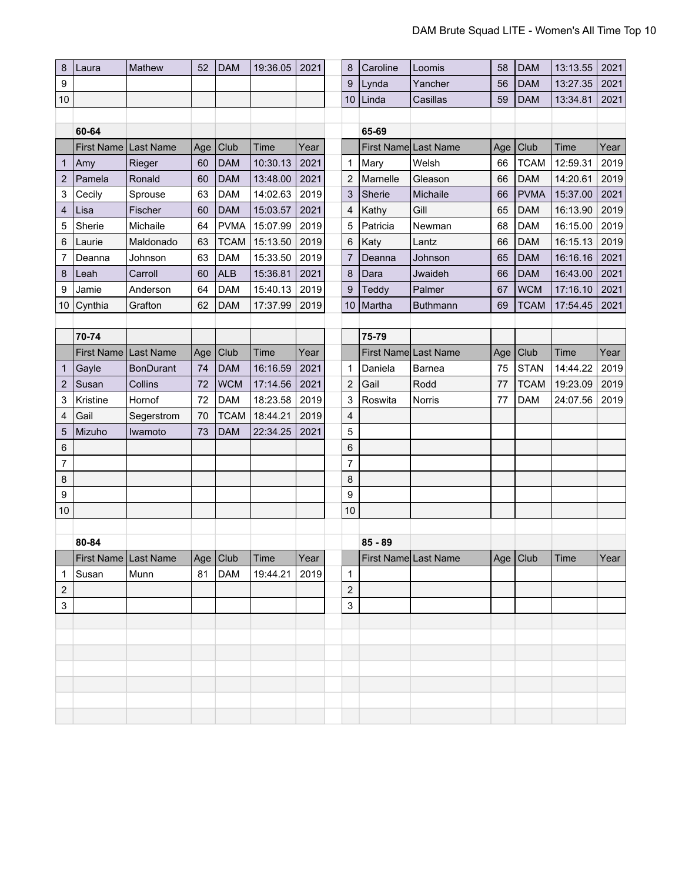| | | | | | | |
|---|---|---|---|---|---|---|
| 8 | Laura | Mathew | 52 | DAM | 19:36.05 | 2021 |
| 9 | | | | | | |
| 10 | | | | | | |

| | | | | | | |
|---|---|---|---|---|---|---|
| 8 | Caroline | Loomis | 58 | DAM | 13:13.55 | 2021 |
| 9 | Lynda | Yancher | 56 | DAM | 13:27.35 | 2021 |
| 10 | Linda | Casillas | 59 | DAM | 13:34.81 | 2021 |

**60-64**

| | First Name | Last Name | Age | Club | Time | Year |
|---|---|---|---|---|---|---|
| 1 | Amy | Rieger | 60 | DAM | 10:30.13 | 2021 |
| 2 | Pamela | Ronald | 60 | DAM | 13:48.00 | 2021 |
| 3 | Cecily | Sprouse | 63 | DAM | 14:02.63 | 2019 |
| 4 | Lisa | Fischer | 60 | DAM | 15:03.57 | 2021 |
| 5 | Sherie | Michaile | 64 | PVMA | 15:07.99 | 2019 |
| 6 | Laurie | Maldonado | 63 | TCAM | 15:13.50 | 2019 |
| 7 | Deanna | Johnson | 63 | DAM | 15:33.50 | 2019 |
| 8 | Leah | Carroll | 60 | ALB | 15:36.81 | 2021 |
| 9 | Jamie | Anderson | 64 | DAM | 15:40.13 | 2019 |
| 10 | Cynthia | Grafton | 62 | DAM | 17:37.99 | 2019 |

**65-69**

| | First Name | Last Name | Age | Club | Time | Year |
|---|---|---|---|---|---|---|
| 1 | Mary | Welsh | 66 | TCAM | 12:59.31 | 2019 |
| 2 | Marnelle | Gleason | 66 | DAM | 14:20.61 | 2019 |
| 3 | Sherie | Michaile | 66 | PVMA | 15:37.00 | 2021 |
| 4 | Kathy | Gill | 65 | DAM | 16:13.90 | 2019 |
| 5 | Patricia | Newman | 68 | DAM | 16:15.00 | 2019 |
| 6 | Katy | Lantz | 66 | DAM | 16:15.13 | 2019 |
| 7 | Deanna | Johnson | 65 | DAM | 16:16.16 | 2021 |
| 8 | Dara | Jwaideh | 66 | DAM | 16:43.00 | 2021 |
| 9 | Teddy | Palmer | 67 | WCM | 17:16.10 | 2021 |
| 10 | Martha | Buthmann | 69 | TCAM | 17:54.45 | 2021 |

**70-74**

| | First Name | Last Name | Age | Club | Time | Year |
|---|---|---|---|---|---|---|
| 1 | Gayle | BonDurant | 74 | DAM | 16:16.59 | 2021 |
| 2 | Susan | Collins | 72 | WCM | 17:14.56 | 2021 |
| 3 | Kristine | Hornof | 72 | DAM | 18:23.58 | 2019 |
| 4 | Gail | Segerstrom | 70 | TCAM | 18:44.21 | 2019 |
| 5 | Mizuho | Iwamoto | 73 | DAM | 22:34.25 | 2021 |
| 6 | | | | | | |
| 7 | | | | | | |
| 8 | | | | | | |
| 9 | | | | | | |
| 10 | | | | | | |

**75-79**

| | First Name | Last Name | Age | Club | Time | Year |
|---|---|---|---|---|---|---|
| 1 | Daniela | Barnea | 75 | STAN | 14:44.22 | 2019 |
| 2 | Gail | Rodd | 77 | TCAM | 19:23.09 | 2019 |
| 3 | Roswita | Norris | 77 | DAM | 24:07.56 | 2019 |
| 4 | | | | | | |
| 5 | | | | | | |
| 6 | | | | | | |
| 7 | | | | | | |
| 8 | | | | | | |
| 9 | | | | | | |
| 10 | | | | | | |

**80-84**

| | First Name | Last Name | Age | Club | Time | Year |
|---|---|---|---|---|---|---|
| 1 | Susan | Munn | 81 | DAM | 19:44.21 | 2019 |
| 2 | | | | | | |
| 3 | | | | | | |

**85 - 89**

| | First Name | Last Name | Age | Club | Time | Year |
|---|---|---|---|---|---|---|
| 1 | | | | | | |
| 2 | | | | | | |
| 3 | | | | | | |